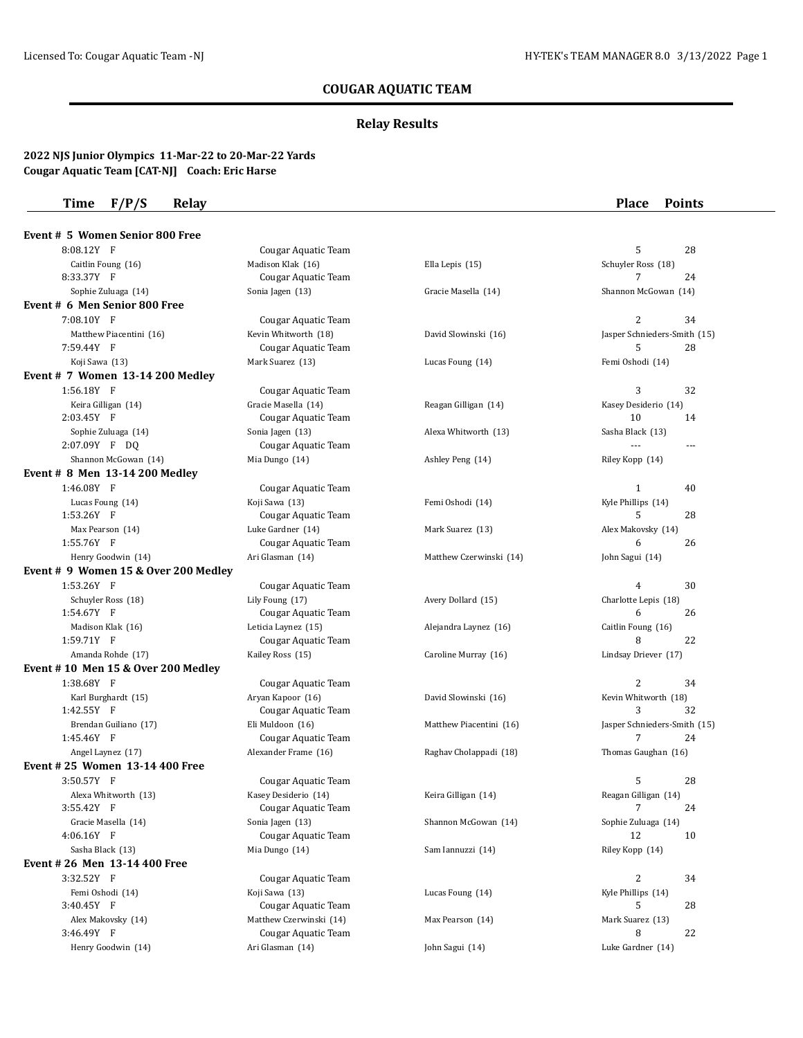# COUGAR AQUATIC TEAM

## Relay Results

**2022 NJS Junior Olympics 11-Mar-22 to 20-Mar-22 Yards**
**Cougar Aquatic Team [CAT-NJ] Coach: Eric Harse**

| Time | F/P/S | Relay | | | Place | Points |
|---|---|---|---|---|---|---|
| **Event # 5 Women Senior 800 Free** | | | | | | |
| 8:08.12Y | F | Cougar Aquatic Team | | | 5 | 28 |
| Caitlin Foung (16) | | Madison Klak (16) | Ella Lepis (15) | Schuyler Ross (18) | | |
| 8:33.37Y | F | Cougar Aquatic Team | | | 7 | 24 |
| Sophie Zuluaga (14) | | Sonia Jagen (13) | Gracie Masella (14) | Shannon McGowan (14) | | |
| **Event # 6 Men Senior 800 Free** | | | | | | |
| 7:08.10Y | F | Cougar Aquatic Team | | | 2 | 34 |
| Matthew Piacentini (16) | | Kevin Whitworth (18) | David Slowinski (16) | Jasper Schnieders-Smith (15) | | |
| 7:59.44Y | F | Cougar Aquatic Team | | | 5 | 28 |
| Koji Sawa (13) | | Mark Suarez (13) | Lucas Foung (14) | Femi Oshodi (14) | | |
| **Event # 7 Women 13-14 200 Medley** | | | | | | |
| 1:56.18Y | F | Cougar Aquatic Team | | | 3 | 32 |
| Keira Gilligan (14) | | Gracie Masella (14) | Reagan Gilligan (14) | Kasey Desiderio (14) | | |
| 2:03.45Y | F | Cougar Aquatic Team | | | 10 | 14 |
| Sophie Zuluaga (14) | | Sonia Jagen (13) | Alexa Whitworth (13) | Sasha Black (13) | | |
| 2:07.09Y | F DQ | Cougar Aquatic Team | | | --- | --- |
| Shannon McGowan (14) | | Mia Dungo (14) | Ashley Peng (14) | Riley Kopp (14) | | |
| **Event # 8 Men 13-14 200 Medley** | | | | | | |
| 1:46.08Y | F | Cougar Aquatic Team | | | 1 | 40 |
| Lucas Foung (14) | | Koji Sawa (13) | Femi Oshodi (14) | Kyle Phillips (14) | | |
| 1:53.26Y | F | Cougar Aquatic Team | | | 5 | 28 |
| Max Pearson (14) | | Luke Gardner (14) | Mark Suarez (13) | Alex Makovsky (14) | | |
| 1:55.76Y | F | Cougar Aquatic Team | | | 6 | 26 |
| Henry Goodwin (14) | | Ari Glasman (14) | Matthew Czerwinski (14) | John Sagui (14) | | |
| **Event # 9 Women 15 & Over 200 Medley** | | | | | | |
| 1:53.26Y | F | Cougar Aquatic Team | | | 4 | 30 |
| Schuyler Ross (18) | | Lily Foung (17) | Avery Dollard (15) | Charlotte Lepis (18) | | |
| 1:54.67Y | F | Cougar Aquatic Team | | | 6 | 26 |
| Madison Klak (16) | | Leticia Laynez (15) | Alejandra Laynez (16) | Caitlin Foung (16) | | |
| 1:59.71Y | F | Cougar Aquatic Team | | | 8 | 22 |
| Amanda Rohde (17) | | Kailey Ross (15) | Caroline Murray (16) | Lindsay Driever (17) | | |
| **Event # 10 Men 15 & Over 200 Medley** | | | | | | |
| 1:38.68Y | F | Cougar Aquatic Team | | | 2 | 34 |
| Karl Burghardt (15) | | Aryan Kapoor (16) | David Slowinski (16) | Kevin Whitworth (18) | | |
| 1:42.55Y | F | Cougar Aquatic Team | | | 3 | 32 |
| Brendan Guiliano (17) | | Eli Muldoon (16) | Matthew Piacentini (16) | Jasper Schnieders-Smith (15) | | |
| 1:45.46Y | F | Cougar Aquatic Team | | | 7 | 24 |
| Angel Laynez (17) | | Alexander Frame (16) | Raghav Cholappadi (18) | Thomas Gaughan (16) | | |
| **Event # 25 Women 13-14 400 Free** | | | | | | |
| 3:50.57Y | F | Cougar Aquatic Team | | | 5 | 28 |
| Alexa Whitworth (13) | | Kasey Desiderio (14) | Keira Gilligan (14) | Reagan Gilligan (14) | | |
| 3:55.42Y | F | Cougar Aquatic Team | | | 7 | 24 |
| Gracie Masella (14) | | Sonia Jagen (13) | Shannon McGowan (14) | Sophie Zuluaga (14) | | |
| 4:06.16Y | F | Cougar Aquatic Team | | | 12 | 10 |
| Sasha Black (13) | | Mia Dungo (14) | Sam Iannuzzi (14) | Riley Kopp (14) | | |
| **Event # 26 Men 13-14 400 Free** | | | | | | |
| 3:32.52Y | F | Cougar Aquatic Team | | | 2 | 34 |
| Femi Oshodi (14) | | Koji Sawa (13) | Lucas Foung (14) | Kyle Phillips (14) | | |
| 3:40.45Y | F | Cougar Aquatic Team | | | 5 | 28 |
| Alex Makovsky (14) | | Matthew Czerwinski (14) | Max Pearson (14) | Mark Suarez (13) | | |
| 3:46.49Y | F | Cougar Aquatic Team | | | 8 | 22 |
| Henry Goodwin (14) | | Ari Glasman (14) | John Sagui (14) | Luke Gardner (14) | | |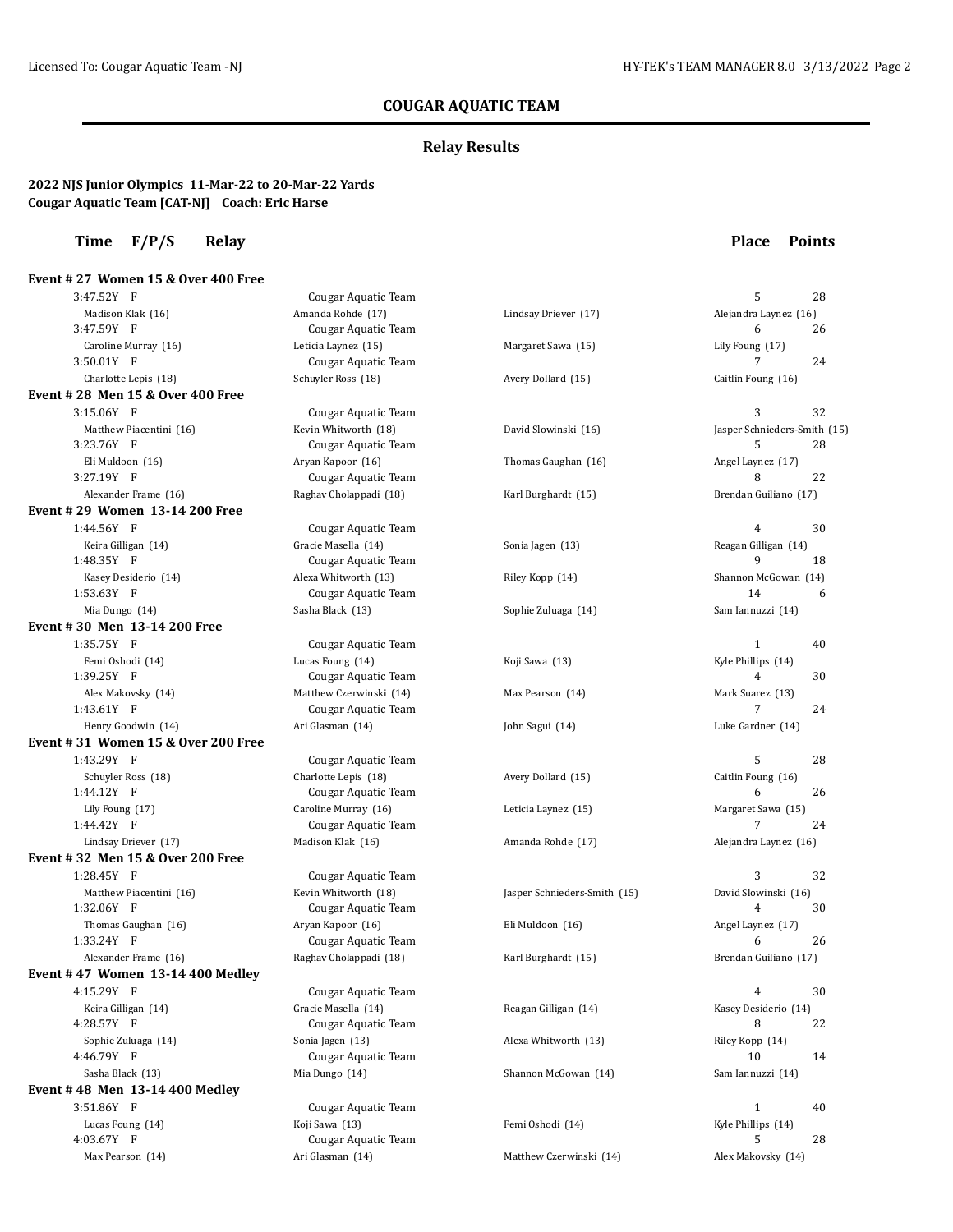## COUGAR AQUATIC TEAM

### Relay Results

**2022 NJS Junior Olympics 11-Mar-22 to 20-Mar-22 Yards**
**Cougar Aquatic Team [CAT-NJ] Coach: Eric Harse**

| Time | F/P/S | Relay | | | Place | Points |
|---|---|---|---|---|---|---|
| **Event # 27 Women 15 & Over 400 Free** | | | | | | |
| 3:47.52Y | F | Cougar Aquatic Team | | | 5 | 28 |
| Madison Klak (16) | | Amanda Rohde (17) | Lindsay Driever (17) | Alejandra Laynez (16) | | |
| 3:47.59Y | F | Cougar Aquatic Team | | | 6 | 26 |
| Caroline Murray (16) | | Leticia Laynez (15) | Margaret Sawa (15) | Lily Foung (17) | | |
| 3:50.01Y | F | Cougar Aquatic Team | | | 7 | 24 |
| Charlotte Lepis (18) | | Schuyler Ross (18) | Avery Dollard (15) | Caitlin Foung (16) | | |
| **Event # 28 Men 15 & Over 400 Free** | | | | | | |
| 3:15.06Y | F | Cougar Aquatic Team | | | 3 | 32 |
| Matthew Piacentini (16) | | Kevin Whitworth (18) | David Slowinski (16) | Jasper Schnieders-Smith (15) | | |
| 3:23.76Y | F | Cougar Aquatic Team | | | 5 | 28 |
| Eli Muldoon (16) | | Aryan Kapoor (16) | Thomas Gaughan (16) | Angel Laynez (17) | | |
| 3:27.19Y | F | Cougar Aquatic Team | | | 8 | 22 |
| Alexander Frame (16) | | Raghav Cholappadi (18) | Karl Burghardt (15) | Brendan Guiliano (17) | | |
| **Event # 29 Women 13-14 200 Free** | | | | | | |
| 1:44.56Y | F | Cougar Aquatic Team | | | 4 | 30 |
| Keira Gilligan (14) | | Gracie Masella (14) | Sonia Jagen (13) | Reagan Gilligan (14) | | |
| 1:48.35Y | F | Cougar Aquatic Team | | | 9 | 18 |
| Kasey Desiderio (14) | | Alexa Whitworth (13) | Riley Kopp (14) | Shannon McGowan (14) | | |
| 1:53.63Y | F | Cougar Aquatic Team | | | 14 | 6 |
| Mia Dungo (14) | | Sasha Black (13) | Sophie Zuluaga (14) | Sam Iannuzzi (14) | | |
| **Event # 30 Men 13-14 200 Free** | | | | | | |
| 1:35.75Y | F | Cougar Aquatic Team | | | 1 | 40 |
| Femi Oshodi (14) | | Lucas Foung (14) | Koji Sawa (13) | Kyle Phillips (14) | | |
| 1:39.25Y | F | Cougar Aquatic Team | | | 4 | 30 |
| Alex Makovsky (14) | | Matthew Czerwinski (14) | Max Pearson (14) | Mark Suarez (13) | | |
| 1:43.61Y | F | Cougar Aquatic Team | | | 7 | 24 |
| Henry Goodwin (14) | | Ari Glasman (14) | John Sagui (14) | Luke Gardner (14) | | |
| **Event # 31 Women 15 & Over 200 Free** | | | | | | |
| 1:43.29Y | F | Cougar Aquatic Team | | | 5 | 28 |
| Schuyler Ross (18) | | Charlotte Lepis (18) | Avery Dollard (15) | Caitlin Foung (16) | | |
| 1:44.12Y | F | Cougar Aquatic Team | | | 6 | 26 |
| Lily Foung (17) | | Caroline Murray (16) | Leticia Laynez (15) | Margaret Sawa (15) | | |
| 1:44.42Y | F | Cougar Aquatic Team | | | 7 | 24 |
| Lindsay Driever (17) | | Madison Klak (16) | Amanda Rohde (17) | Alejandra Laynez (16) | | |
| **Event # 32 Men 15 & Over 200 Free** | | | | | | |
| 1:28.45Y | F | Cougar Aquatic Team | | | 3 | 32 |
| Matthew Piacentini (16) | | Kevin Whitworth (18) | Jasper Schnieders-Smith (15) | David Slowinski (16) | | |
| 1:32.06Y | F | Cougar Aquatic Team | | | 4 | 30 |
| Thomas Gaughan (16) | | Aryan Kapoor (16) | Eli Muldoon (16) | Angel Laynez (17) | | |
| 1:33.24Y | F | Cougar Aquatic Team | | | 6 | 26 |
| Alexander Frame (16) | | Raghav Cholappadi (18) | Karl Burghardt (15) | Brendan Guiliano (17) | | |
| **Event # 47 Women 13-14 400 Medley** | | | | | | |
| 4:15.29Y | F | Cougar Aquatic Team | | | 4 | 30 |
| Keira Gilligan (14) | | Gracie Masella (14) | Reagan Gilligan (14) | Kasey Desiderio (14) | | |
| 4:28.57Y | F | Cougar Aquatic Team | | | 8 | 22 |
| Sophie Zuluaga (14) | | Sonia Jagen (13) | Alexa Whitworth (13) | Riley Kopp (14) | | |
| 4:46.79Y | F | Cougar Aquatic Team | | | 10 | 14 |
| Sasha Black (13) | | Mia Dungo (14) | Shannon McGowan (14) | Sam Iannuzzi (14) | | |
| **Event # 48 Men 13-14 400 Medley** | | | | | | |
| 3:51.86Y | F | Cougar Aquatic Team | | | 1 | 40 |
| Lucas Foung (14) | | Koji Sawa (13) | Femi Oshodi (14) | Kyle Phillips (14) | | |
| 4:03.67Y | F | Cougar Aquatic Team | | | 5 | 28 |
| Max Pearson (14) | | Ari Glasman (14) | Matthew Czerwinski (14) | Alex Makovsky (14) | | |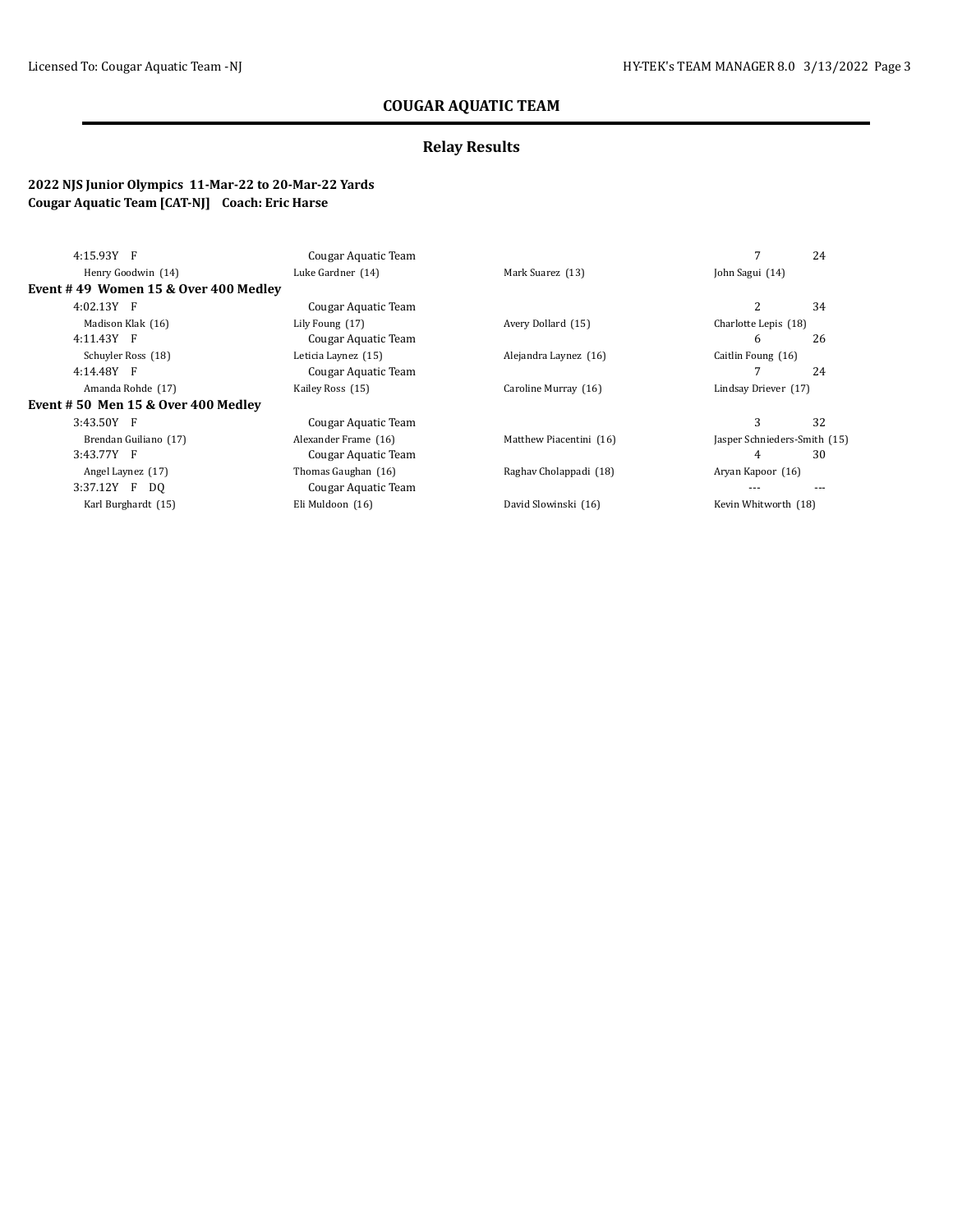## COUGAR AQUATIC TEAM

### Relay Results

**2022 NJS Junior Olympics 11-Mar-22 to 20-Mar-22 Yards**
**Cougar Aquatic Team [CAT-NJ] Coach: Eric Harse**

| | | | | |
|---|---|---|---|---|
| 4:15.93Y F | Cougar Aquatic Team | | 7 | 24 |
| Henry Goodwin (14) | Luke Gardner (14) | Mark Suarez (13) | John Sagui (14) | |
| **Event # 49 Women 15 & Over 400 Medley** | | | | |
| 4:02.13Y F | Cougar Aquatic Team | | 2 | 34 |
| Madison Klak (16) | Lily Foung (17) | Avery Dollard (15) | Charlotte Lepis (18) | |
| 4:11.43Y F | Cougar Aquatic Team | | 6 | 26 |
| Schuyler Ross (18) | Leticia Laynez (15) | Alejandra Laynez (16) | Caitlin Foung (16) | |
| 4:14.48Y F | Cougar Aquatic Team | | 7 | 24 |
| Amanda Rohde (17) | Kailey Ross (15) | Caroline Murray (16) | Lindsay Driever (17) | |
| **Event # 50 Men 15 & Over 400 Medley** | | | | |
| 3:43.50Y F | Cougar Aquatic Team | | 3 | 32 |
| Brendan Guiliano (17) | Alexander Frame (16) | Matthew Piacentini (16) | Jasper Schnieders-Smith (15) | |
| 3:43.77Y F | Cougar Aquatic Team | | 4 | 30 |
| Angel Laynez (17) | Thomas Gaughan (16) | Raghav Cholappadi (18) | Aryan Kapoor (16) | |
| 3:37.12Y F DQ | Cougar Aquatic Team | | --- | --- |
| Karl Burghardt (15) | Eli Muldoon (16) | David Slowinski (16) | Kevin Whitworth (18) | |